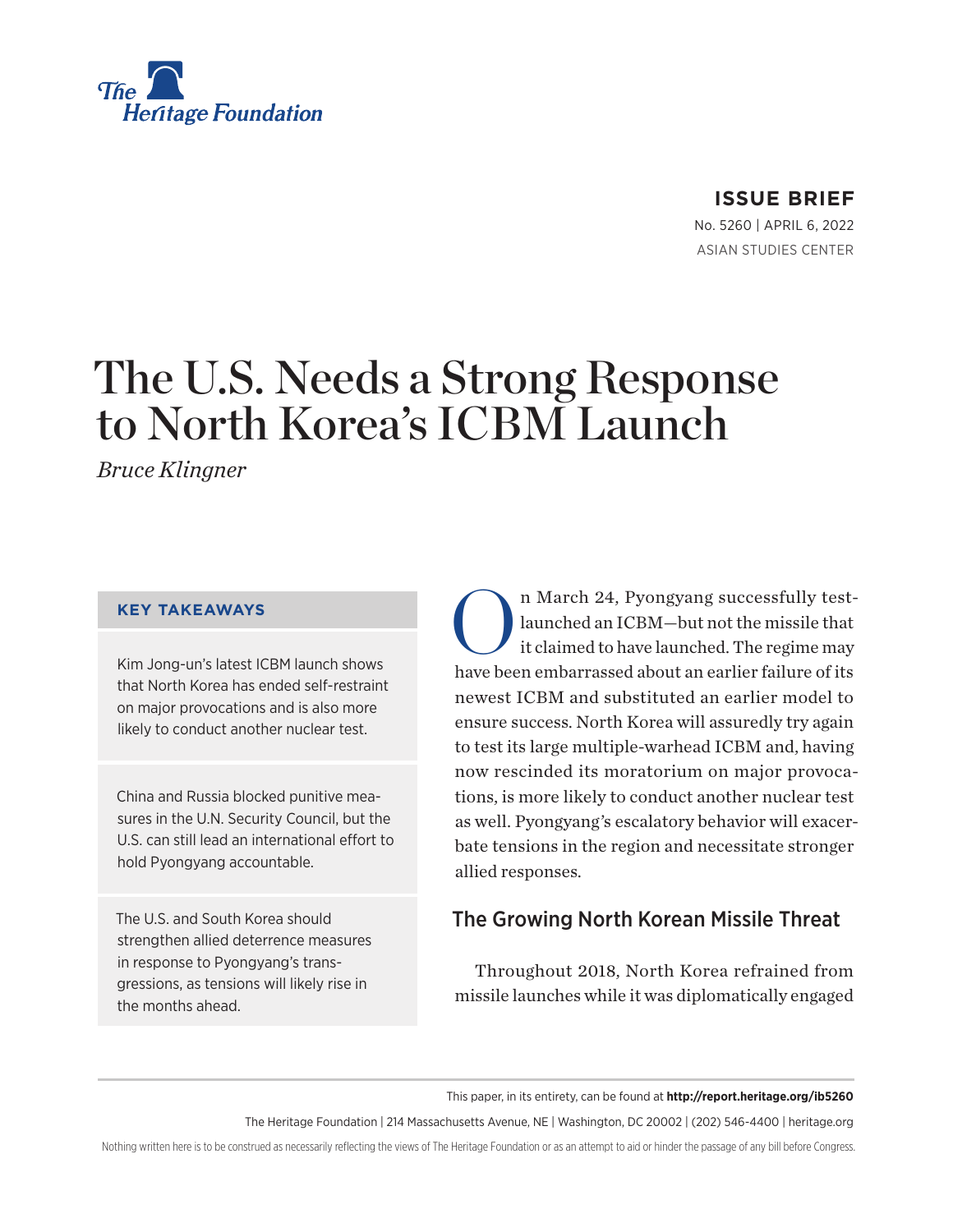The Heritage Foundation

**ISSUE BRIEF**

No. 5260 | APRIL 6, 2022

ASIAN STUDIES CENTER

# The U.S. Needs a Strong Response to North Korea's ICBM Launch

*Bruce Klingner*

### KEY TAKEAWAYS

Kim Jong-un's latest ICBM launch shows that North Korea has ended self-restraint on major provocations and is also more likely to conduct another nuclear test.

China and Russia blocked punitive measures in the U.N. Security Council, but the U.S. can still lead an international effort to hold Pyongyang accountable.

The U.S. and South Korea should strengthen allied deterrence measures in response to Pyongyang's transgressions, as tensions will likely rise in the months ahead.

On March 24, Pyongyang successfully test-launched an ICBM—but not the missile that it claimed to have launched. The regime may have been embarrassed about an earlier failure of its newest ICBM and substituted an earlier model to ensure success. North Korea will assuredly try again to test its large multiple-warhead ICBM and, having now rescinded its moratorium on major provocations, is more likely to conduct another nuclear test as well. Pyongyang's escalatory behavior will exacerbate tensions in the region and necessitate stronger allied responses.

## The Growing North Korean Missile Threat

Throughout 2018, North Korea refrained from missile launches while it was diplomatically engaged

This paper, in its entirety, can be found at **http://report.heritage.org/ib5260**

The Heritage Foundation | 214 Massachusetts Avenue, NE | Washington, DC 20002 | (202) 546-4400 | heritage.org

Nothing written here is to be construed as necessarily reflecting the views of The Heritage Foundation or as an attempt to aid or hinder the passage of any bill before Congress.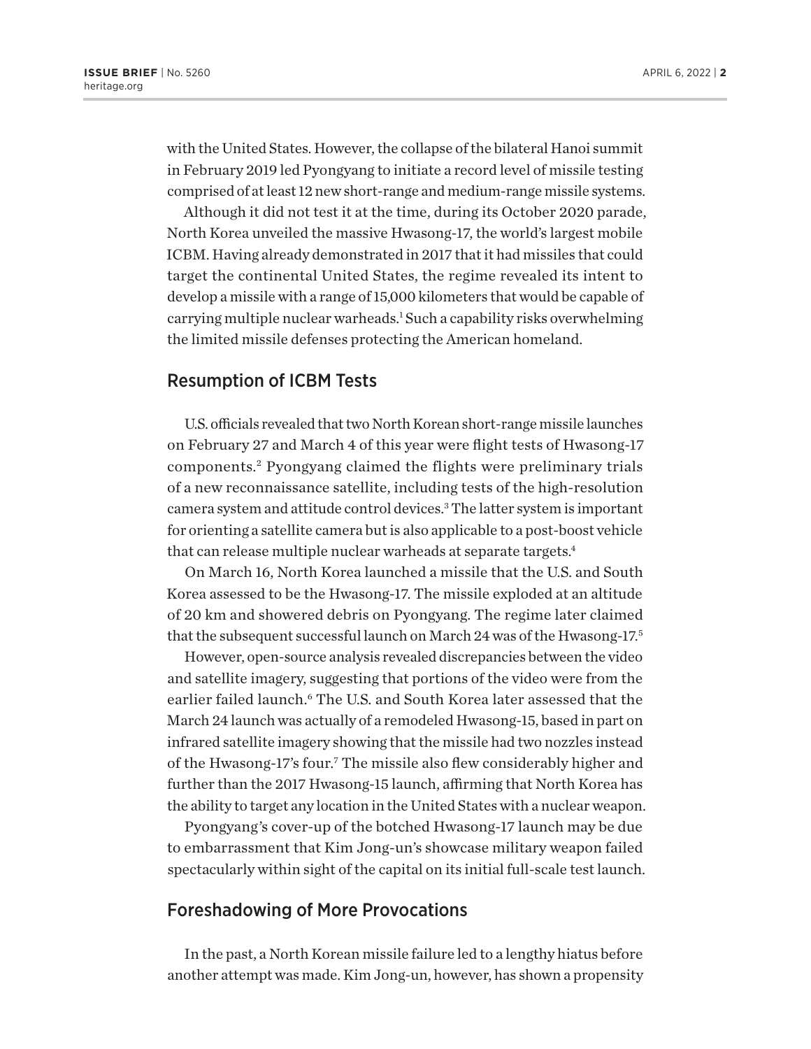with the United States. However, the collapse of the bilateral Hanoi summit in February 2019 led Pyongyang to initiate a record level of missile testing comprised of at least 12 new short-range and medium-range missile systems.

Although it did not test it at the time, during its October 2020 parade, North Korea unveiled the massive Hwasong-17, the world's largest mobile ICBM. Having already demonstrated in 2017 that it had missiles that could target the continental United States, the regime revealed its intent to develop a missile with a range of 15,000 kilometers that would be capable of carrying multiple nuclear warheads.[1] Such a capability risks overwhelming the limited missile defenses protecting the American homeland.

## Resumption of ICBM Tests

U.S. officials revealed that two North Korean short-range missile launches on February 27 and March 4 of this year were flight tests of Hwasong-17 components.[2] Pyongyang claimed the flights were preliminary trials of a new reconnaissance satellite, including tests of the high-resolution camera system and attitude control devices.[3] The latter system is important for orienting a satellite camera but is also applicable to a post-boost vehicle that can release multiple nuclear warheads at separate targets.[4]

On March 16, North Korea launched a missile that the U.S. and South Korea assessed to be the Hwasong-17. The missile exploded at an altitude of 20 km and showered debris on Pyongyang. The regime later claimed that the subsequent successful launch on March 24 was of the Hwasong-17.[5]

However, open-source analysis revealed discrepancies between the video and satellite imagery, suggesting that portions of the video were from the earlier failed launch.[6] The U.S. and South Korea later assessed that the March 24 launch was actually of a remodeled Hwasong-15, based in part on infrared satellite imagery showing that the missile had two nozzles instead of the Hwasong-17's four.[7] The missile also flew considerably higher and further than the 2017 Hwasong-15 launch, affirming that North Korea has the ability to target any location in the United States with a nuclear weapon.

Pyongyang's cover-up of the botched Hwasong-17 launch may be due to embarrassment that Kim Jong-un's showcase military weapon failed spectacularly within sight of the capital on its initial full-scale test launch.

## Foreshadowing of More Provocations

In the past, a North Korean missile failure led to a lengthy hiatus before another attempt was made. Kim Jong-un, however, has shown a propensity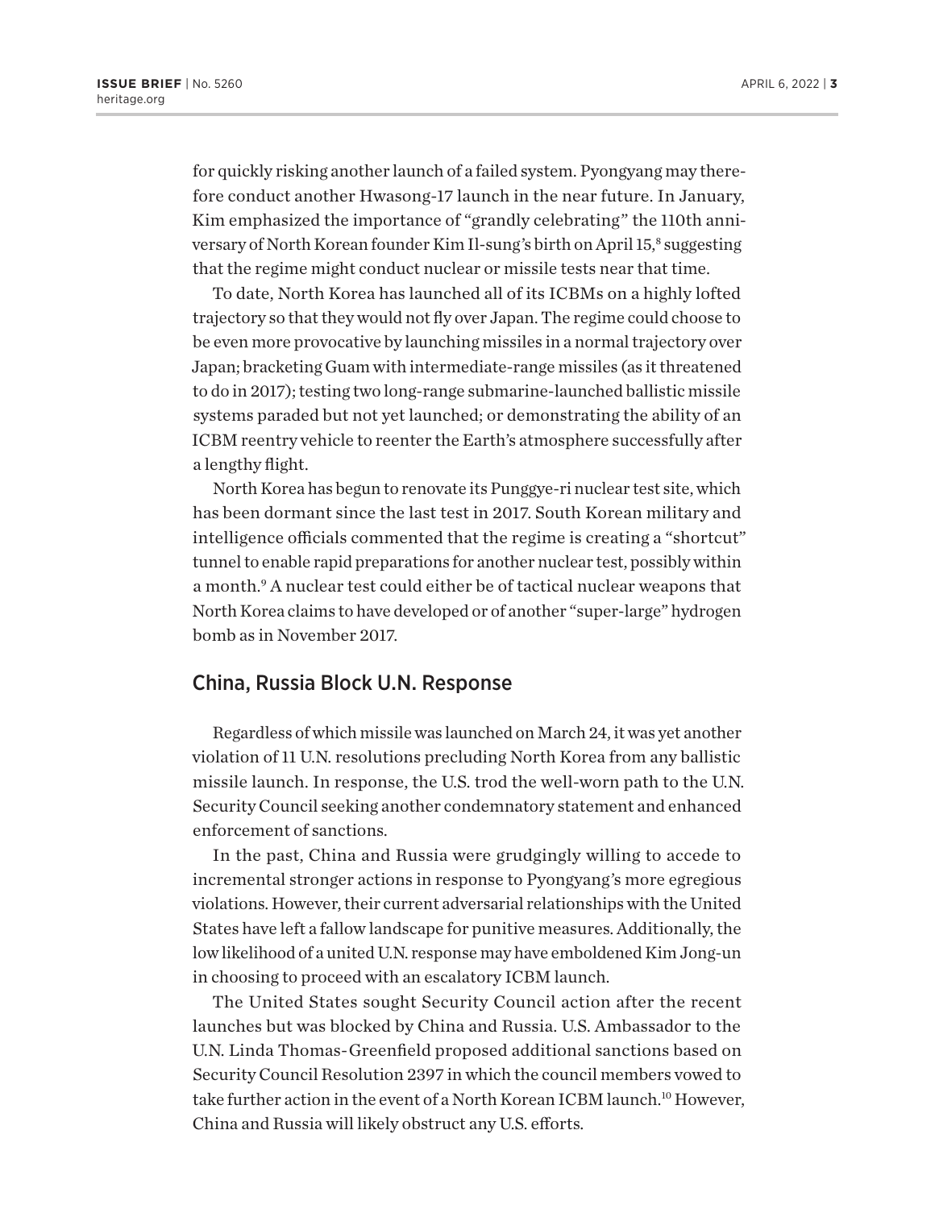for quickly risking another launch of a failed system. Pyongyang may therefore conduct another Hwasong-17 launch in the near future. In January, Kim emphasized the importance of "grandly celebrating" the 110th anniversary of North Korean founder Kim Il-sung's birth on April 15,[8] suggesting that the regime might conduct nuclear or missile tests near that time.

To date, North Korea has launched all of its ICBMs on a highly lofted trajectory so that they would not fly over Japan. The regime could choose to be even more provocative by launching missiles in a normal trajectory over Japan; bracketing Guam with intermediate-range missiles (as it threatened to do in 2017); testing two long-range submarine-launched ballistic missile systems paraded but not yet launched; or demonstrating the ability of an ICBM reentry vehicle to reenter the Earth's atmosphere successfully after a lengthy flight.

North Korea has begun to renovate its Punggye-ri nuclear test site, which has been dormant since the last test in 2017. South Korean military and intelligence officials commented that the regime is creating a "shortcut" tunnel to enable rapid preparations for another nuclear test, possibly within a month.[9] A nuclear test could either be of tactical nuclear weapons that North Korea claims to have developed or of another "super-large" hydrogen bomb as in November 2017.

## China, Russia Block U.N. Response

Regardless of which missile was launched on March 24, it was yet another violation of 11 U.N. resolutions precluding North Korea from any ballistic missile launch. In response, the U.S. trod the well-worn path to the U.N. Security Council seeking another condemnatory statement and enhanced enforcement of sanctions.

In the past, China and Russia were grudgingly willing to accede to incremental stronger actions in response to Pyongyang's more egregious violations. However, their current adversarial relationships with the United States have left a fallow landscape for punitive measures. Additionally, the low likelihood of a united U.N. response may have emboldened Kim Jong-un in choosing to proceed with an escalatory ICBM launch.

The United States sought Security Council action after the recent launches but was blocked by China and Russia. U.S. Ambassador to the U.N. Linda Thomas-Greenfield proposed additional sanctions based on Security Council Resolution 2397 in which the council members vowed to take further action in the event of a North Korean ICBM launch.[10] However, China and Russia will likely obstruct any U.S. efforts.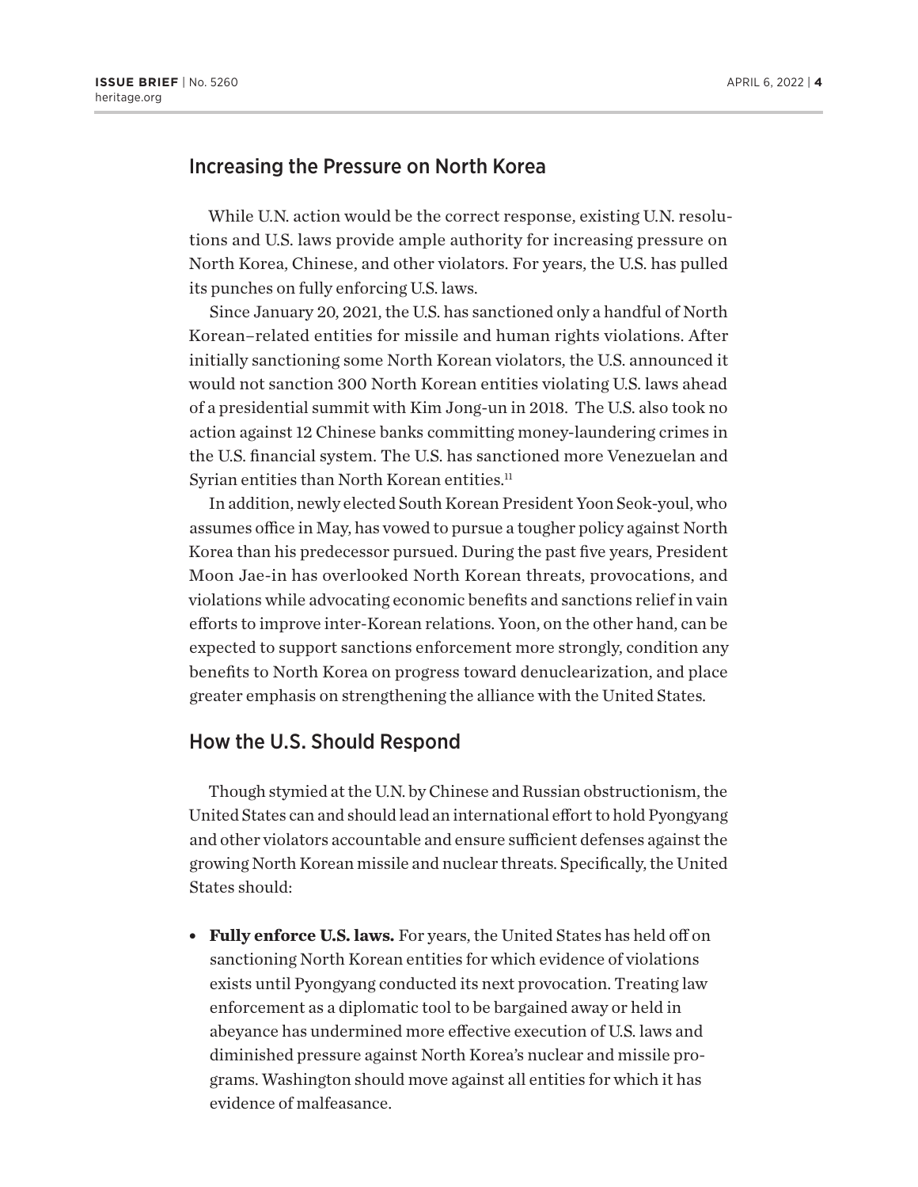## Increasing the Pressure on North Korea

While U.N. action would be the correct response, existing U.N. resolutions and U.S. laws provide ample authority for increasing pressure on North Korea, Chinese, and other violators. For years, the U.S. has pulled its punches on fully enforcing U.S. laws.

Since January 20, 2021, the U.S. has sanctioned only a handful of North Korean–related entities for missile and human rights violations. After initially sanctioning some North Korean violators, the U.S. announced it would not sanction 300 North Korean entities violating U.S. laws ahead of a presidential summit with Kim Jong-un in 2018. The U.S. also took no action against 12 Chinese banks committing money-laundering crimes in the U.S. financial system. The U.S. has sanctioned more Venezuelan and Syrian entities than North Korean entities.[11]

In addition, newly elected South Korean President Yoon Seok-youl, who assumes office in May, has vowed to pursue a tougher policy against North Korea than his predecessor pursued. During the past five years, President Moon Jae-in has overlooked North Korean threats, provocations, and violations while advocating economic benefits and sanctions relief in vain efforts to improve inter-Korean relations. Yoon, on the other hand, can be expected to support sanctions enforcement more strongly, condition any benefits to North Korea on progress toward denuclearization, and place greater emphasis on strengthening the alliance with the United States.

## How the U.S. Should Respond

Though stymied at the U.N. by Chinese and Russian obstructionism, the United States can and should lead an international effort to hold Pyongyang and other violators accountable and ensure sufficient defenses against the growing North Korean missile and nuclear threats. Specifically, the United States should:

- **Fully enforce U.S. laws.** For years, the United States has held off on sanctioning North Korean entities for which evidence of violations exists until Pyongyang conducted its next provocation. Treating law enforcement as a diplomatic tool to be bargained away or held in abeyance has undermined more effective execution of U.S. laws and diminished pressure against North Korea's nuclear and missile programs. Washington should move against all entities for which it has evidence of malfeasance.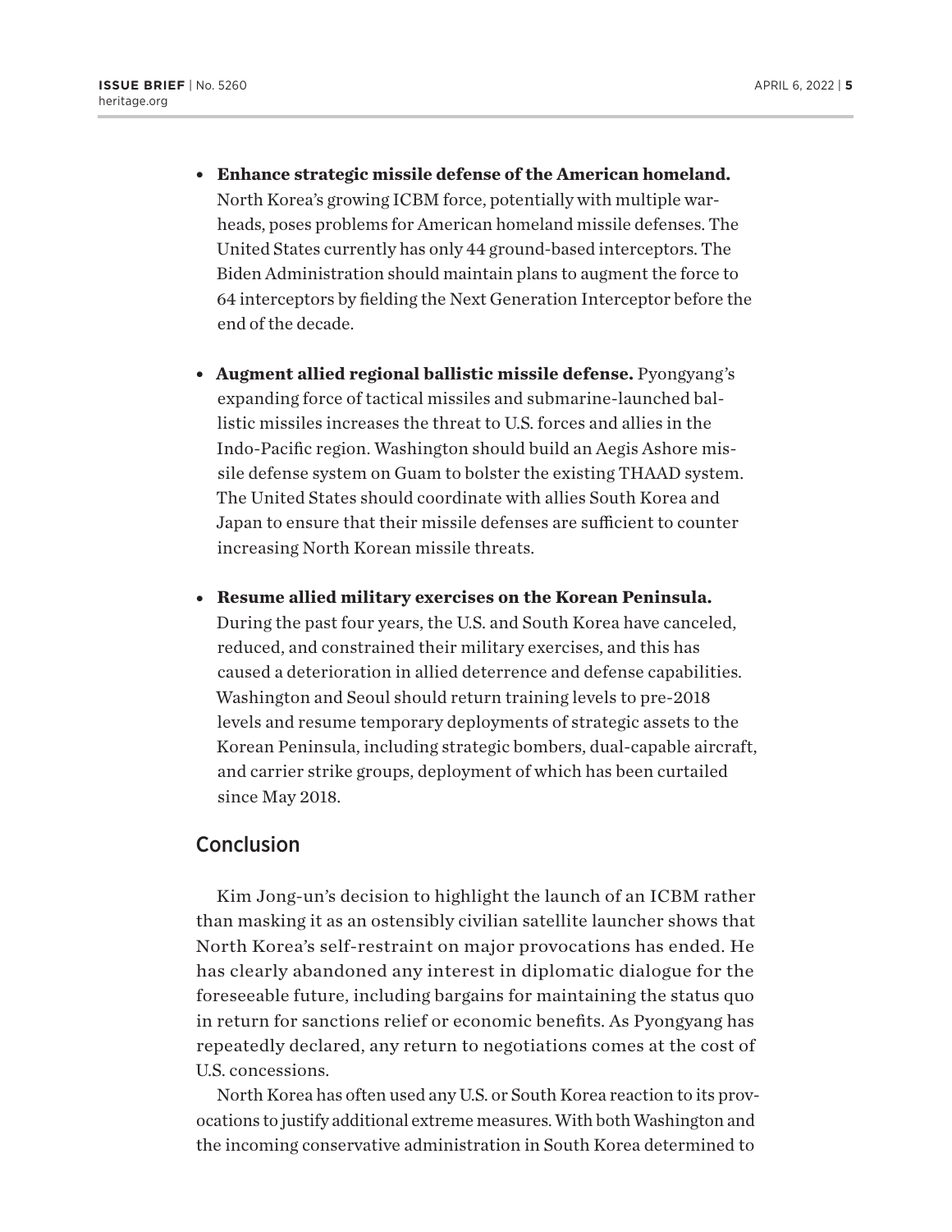- **Enhance strategic missile defense of the American homeland.** North Korea's growing ICBM force, potentially with multiple warheads, poses problems for American homeland missile defenses. The United States currently has only 44 ground-based interceptors. The Biden Administration should maintain plans to augment the force to 64 interceptors by fielding the Next Generation Interceptor before the end of the decade.

- **Augment allied regional ballistic missile defense.** Pyongyang's expanding force of tactical missiles and submarine-launched ballistic missiles increases the threat to U.S. forces and allies in the Indo-Pacific region. Washington should build an Aegis Ashore missile defense system on Guam to bolster the existing THAAD system. The United States should coordinate with allies South Korea and Japan to ensure that their missile defenses are sufficient to counter increasing North Korean missile threats.

- **Resume allied military exercises on the Korean Peninsula.** During the past four years, the U.S. and South Korea have canceled, reduced, and constrained their military exercises, and this has caused a deterioration in allied deterrence and defense capabilities. Washington and Seoul should return training levels to pre-2018 levels and resume temporary deployments of strategic assets to the Korean Peninsula, including strategic bombers, dual-capable aircraft, and carrier strike groups, deployment of which has been curtailed since May 2018.

## Conclusion

Kim Jong-un's decision to highlight the launch of an ICBM rather than masking it as an ostensibly civilian satellite launcher shows that North Korea's self-restraint on major provocations has ended. He has clearly abandoned any interest in diplomatic dialogue for the foreseeable future, including bargains for maintaining the status quo in return for sanctions relief or economic benefits. As Pyongyang has repeatedly declared, any return to negotiations comes at the cost of U.S. concessions.

North Korea has often used any U.S. or South Korea reaction to its provocations to justify additional extreme measures. With both Washington and the incoming conservative administration in South Korea determined to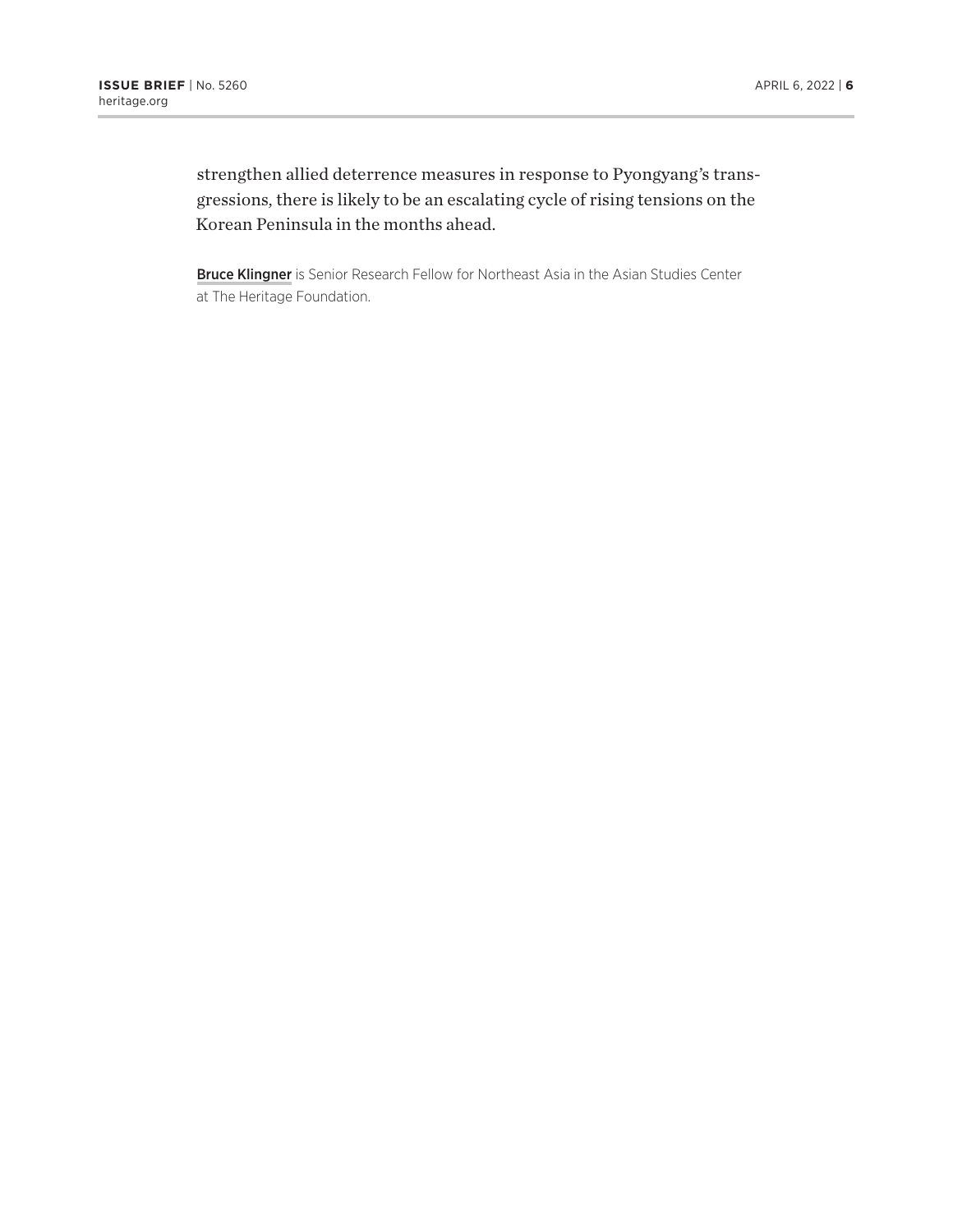strengthen allied deterrence measures in response to Pyongyang's transgressions, there is likely to be an escalating cycle of rising tensions on the Korean Peninsula in the months ahead.

**Bruce Klingner** is Senior Research Fellow for Northeast Asia in the Asian Studies Center at The Heritage Foundation.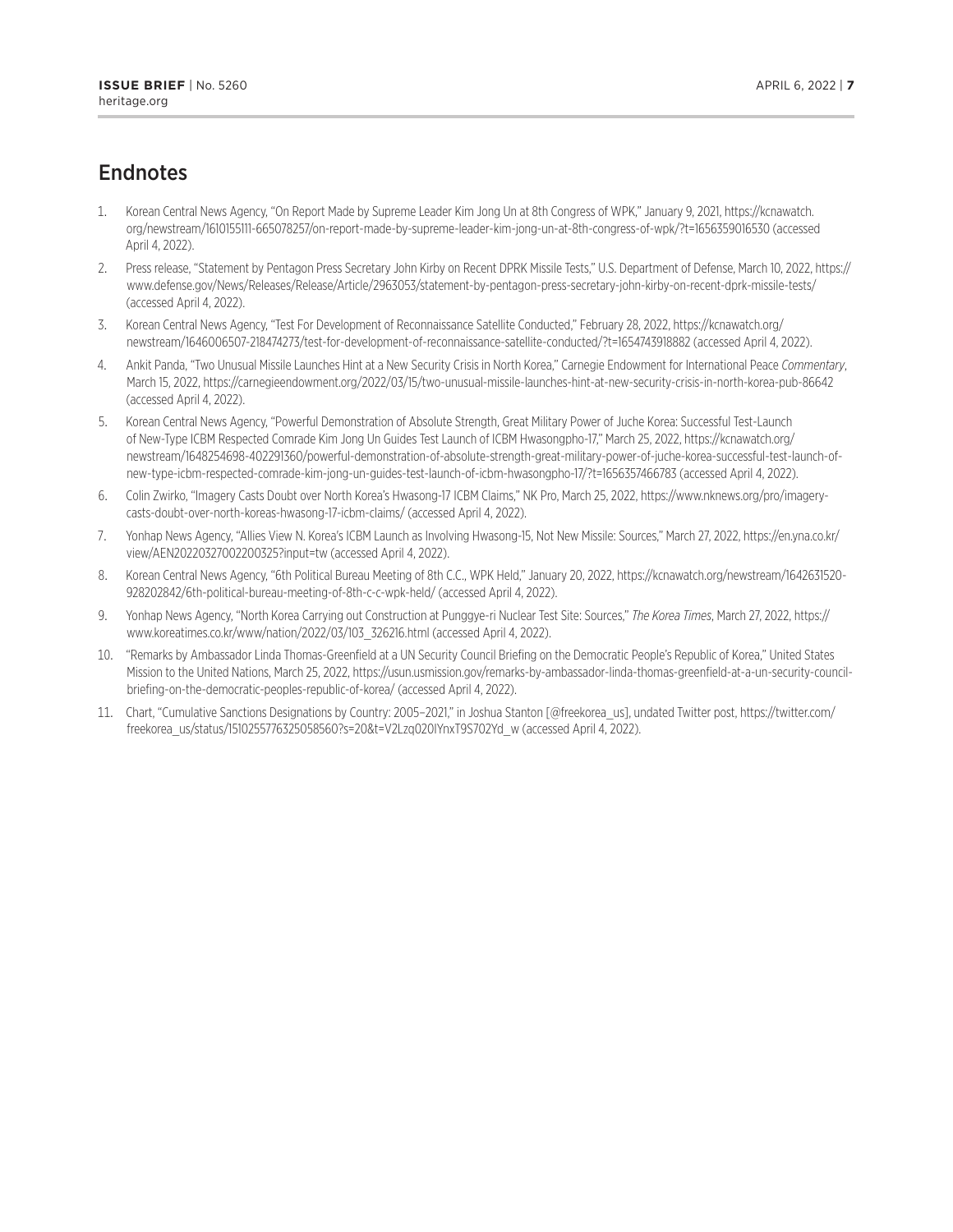## Endnotes

1. Korean Central News Agency, "On Report Made by Supreme Leader Kim Jong Un at 8th Congress of WPK," January 9, 2021, https://kcnawatch.org/newstream/1610155111-665078257/on-report-made-by-supreme-leader-kim-jong-un-at-8th-congress-of-wpk/?t=1656359016530 (accessed April 4, 2022).
2. Press release, "Statement by Pentagon Press Secretary John Kirby on Recent DPRK Missile Tests," U.S. Department of Defense, March 10, 2022, https://www.defense.gov/News/Releases/Release/Article/2963053/statement-by-pentagon-press-secretary-john-kirby-on-recent-dprk-missile-tests/ (accessed April 4, 2022).
3. Korean Central News Agency, "Test For Development of Reconnaissance Satellite Conducted," February 28, 2022, https://kcnawatch.org/newstream/1646006507-218474273/test-for-development-of-reconnaissance-satellite-conducted/?t=1654743918882 (accessed April 4, 2022).
4. Ankit Panda, "Two Unusual Missile Launches Hint at a New Security Crisis in North Korea," Carnegie Endowment for International Peace *Commentary*, March 15, 2022, https://carnegieendowment.org/2022/03/15/two-unusual-missile-launches-hint-at-new-security-crisis-in-north-korea-pub-86642 (accessed April 4, 2022).
5. Korean Central News Agency, "Powerful Demonstration of Absolute Strength, Great Military Power of Juche Korea: Successful Test-Launch of New-Type ICBM Respected Comrade Kim Jong Un Guides Test Launch of ICBM Hwasongpho-17," March 25, 2022, https://kcnawatch.org/newstream/1648254698-402291360/powerful-demonstration-of-absolute-strength-great-military-power-of-juche-korea-successful-test-launch-of-new-type-icbm-respected-comrade-kim-jong-un-guides-test-launch-of-icbm-hwasongpho-17/?t=1656357466783 (accessed April 4, 2022).
6. Colin Zwirko, "Imagery Casts Doubt over North Korea's Hwasong-17 ICBM Claims," NK Pro, March 25, 2022, https://www.nknews.org/pro/imagery-casts-doubt-over-north-koreas-hwasong-17-icbm-claims/ (accessed April 4, 2022).
7. Yonhap News Agency, "Allies View N. Korea's ICBM Launch as Involving Hwasong-15, Not New Missile: Sources," March 27, 2022, https://en.yna.co.kr/view/AEN20220327002200325?input=tw (accessed April 4, 2022).
8. Korean Central News Agency, "6th Political Bureau Meeting of 8th C.C., WPK Held," January 20, 2022, https://kcnawatch.org/newstream/1642631520-928202842/6th-political-bureau-meeting-of-8th-c-c-wpk-held/ (accessed April 4, 2022).
9. Yonhap News Agency, "North Korea Carrying out Construction at Punggye-ri Nuclear Test Site: Sources," *The Korea Times*, March 27, 2022, https://www.koreatimes.co.kr/www/nation/2022/03/103_326216.html (accessed April 4, 2022).
10. "Remarks by Ambassador Linda Thomas-Greenfield at a UN Security Council Briefing on the Democratic People's Republic of Korea," United States Mission to the United Nations, March 25, 2022, https://usun.usmission.gov/remarks-by-ambassador-linda-thomas-greenfield-at-a-un-security-council-briefing-on-the-democratic-peoples-republic-of-korea/ (accessed April 4, 2022).
11. Chart, "Cumulative Sanctions Designations by Country: 2005–2021," in Joshua Stanton [@freekorea_us], undated Twitter post, https://twitter.com/freekorea_us/status/1510255776325058560?s=20&t=V2Lzq020IYnxT9S702Yd_w (accessed April 4, 2022).